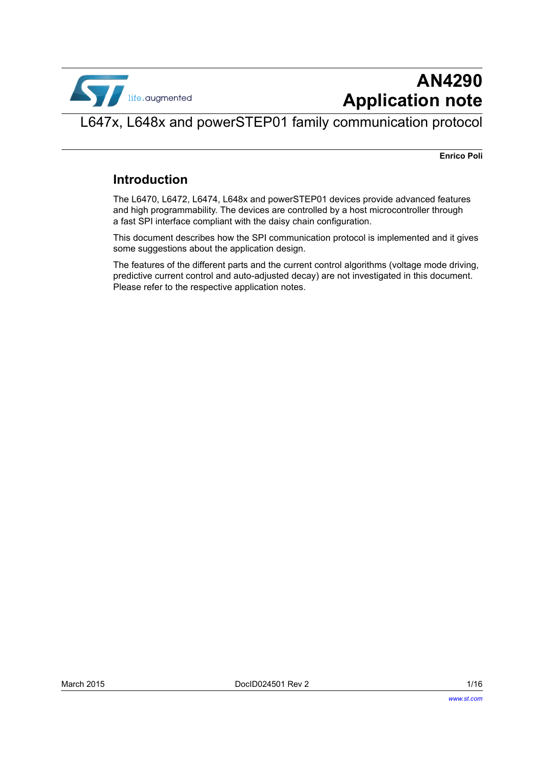# AN4290
# Application note

## L647x, L648x and powerSTEP01 family communication protocol

**Enrico Poli**

## Introduction

The L6470, L6472, L6474, L648x and powerSTEP01 devices provide advanced features and high programmability. The devices are controlled by a host microcontroller through a fast SPI interface compliant with the daisy chain configuration.

This document describes how the SPI communication protocol is implemented and it gives some suggestions about the application design.

The features of the different parts and the current control algorithms (voltage mode driving, predictive current control and auto-adjusted decay) are not investigated in this document. Please refer to the respective application notes.

March 2015 DocID024501 Rev 2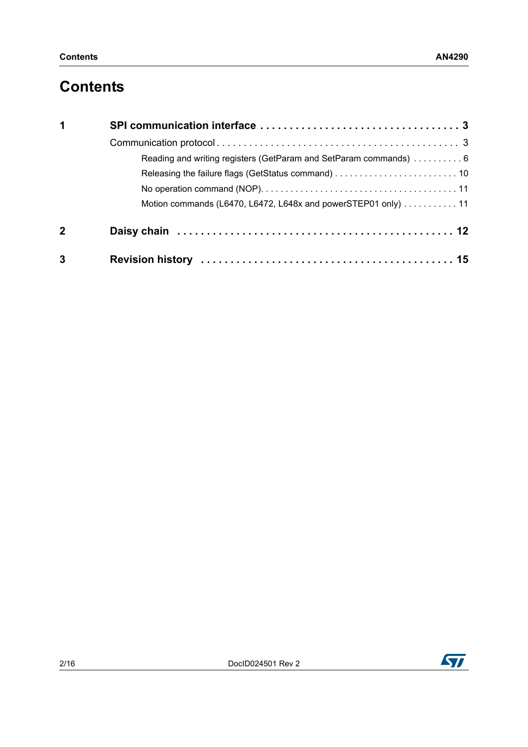# Contents

| | | |
|---|---|---|
| **1** | **SPI communication interface** | **3** |
| | Communication protocol | 3 |
| | Reading and writing registers (GetParam and SetParam commands) | 6 |
| | Releasing the failure flags (GetStatus command) | 10 |
| | No operation command (NOP) | 11 |
| | Motion commands (L6470, L6472, L648x and powerSTEP01 only) | 11 |
| **2** | **Daisy chain** | **12** |
| **3** | **Revision history** | **15** |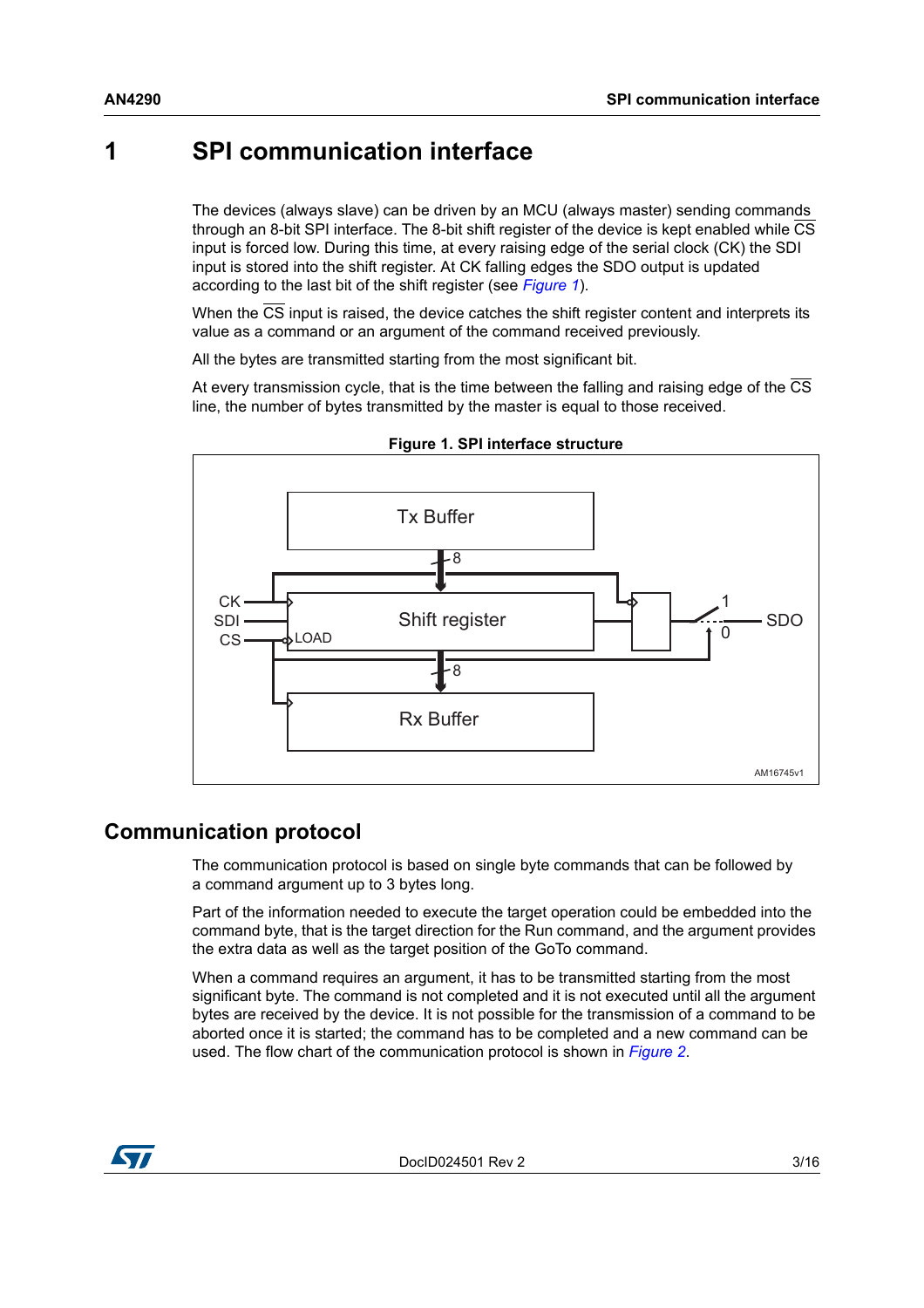# 1 SPI communication interface

The devices (always slave) can be driven by an MCU (always master) sending commands through an 8-bit SPI interface. The 8-bit shift register of the device is kept enabled while $\overline{CS}$ input is forced low. During this time, at every raising edge of the serial clock (CK) the SDI input is stored into the shift register. At CK falling edges the SDO output is updated according to the last bit of the shift register (see *Figure 1*).

When the $\overline{CS}$ input is raised, the device catches the shift register content and interprets its value as a command or an argument of the command received previously.

All the bytes are transmitted starting from the most significant bit.

At every transmission cycle, that is the time between the falling and raising edge of the $\overline{CS}$ line, the number of bytes transmitted by the master is equal to those received.

**Figure 1. SPI interface structure**

## Communication protocol

The communication protocol is based on single byte commands that can be followed by a command argument up to 3 bytes long.

Part of the information needed to execute the target operation could be embedded into the command byte, that is the target direction for the Run command, and the argument provides the extra data as well as the target position of the GoTo command.

When a command requires an argument, it has to be transmitted starting from the most significant byte. The command is not completed and it is not executed until all the argument bytes are received by the device. It is not possible for the transmission of a command to be aborted once it is started; the command has to be completed and a new command can be used. The flow chart of the communication protocol is shown in *Figure 2*.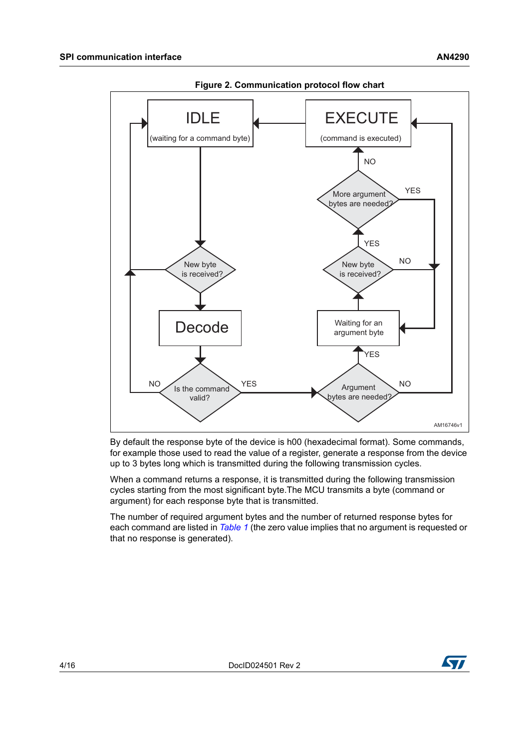**Figure 2. Communication protocol flow chart**

By default the response byte of the device is h00 (hexadecimal format). Some commands, for example those used to read the value of a register, generate a response from the device up to 3 bytes long which is transmitted during the following transmission cycles.

When a command returns a response, it is transmitted during the following transmission cycles starting from the most significant byte.The MCU transmits a byte (command or argument) for each response byte that is transmitted.

The number of required argument bytes and the number of returned response bytes for each command are listed in *Table 1* (the zero value implies that no argument is requested or that no response is generated).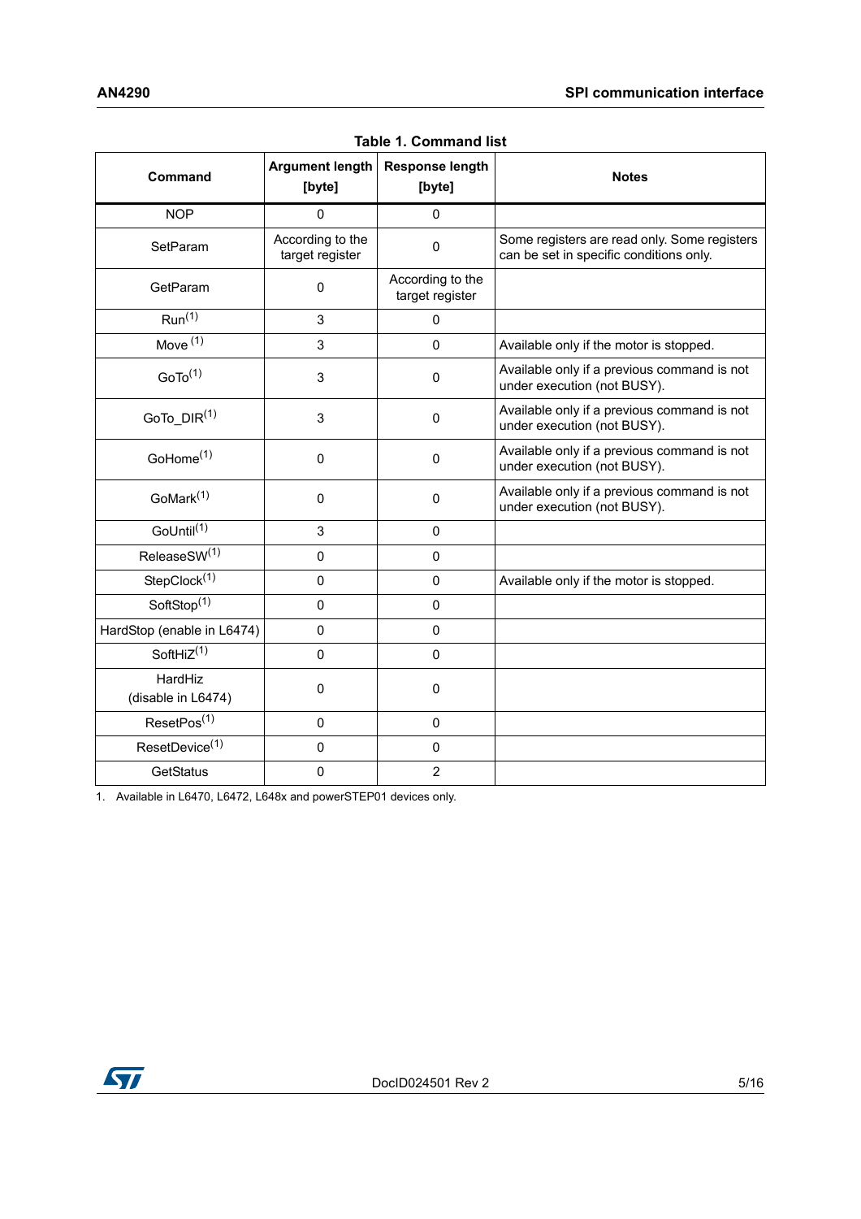**Table 1. Command list**

| Command | Argument length [byte] | Response length [byte] | Notes |
|---|---|---|---|
| NOP | 0 | 0 | |
| SetParam | According to the target register | 0 | Some registers are read only. Some registers can be set in specific conditions only. |
| GetParam | 0 | According to the target register | |
| Run(1) | 3 | 0 | |
| Move (1) | 3 | 0 | Available only if the motor is stopped. |
| GoTo(1) | 3 | 0 | Available only if a previous command is not under execution (not BUSY). |
| GoTo_DIR(1) | 3 | 0 | Available only if a previous command is not under execution (not BUSY). |
| GoHome(1) | 0 | 0 | Available only if a previous command is not under execution (not BUSY). |
| GoMark(1) | 0 | 0 | Available only if a previous command is not under execution (not BUSY). |
| GoUntil(1) | 3 | 0 | |
| ReleaseSW(1) | 0 | 0 | |
| StepClock(1) | 0 | 0 | Available only if the motor is stopped. |
| SoftStop(1) | 0 | 0 | |
| HardStop (enable in L6474) | 0 | 0 | |
| SoftHiZ(1) | 0 | 0 | |
| HardHiz (disable in L6474) | 0 | 0 | |
| ResetPos(1) | 0 | 0 | |
| ResetDevice(1) | 0 | 0 | |
| GetStatus | 0 | 2 | |

1. Available in L6470, L6472, L648x and powerSTEP01 devices only.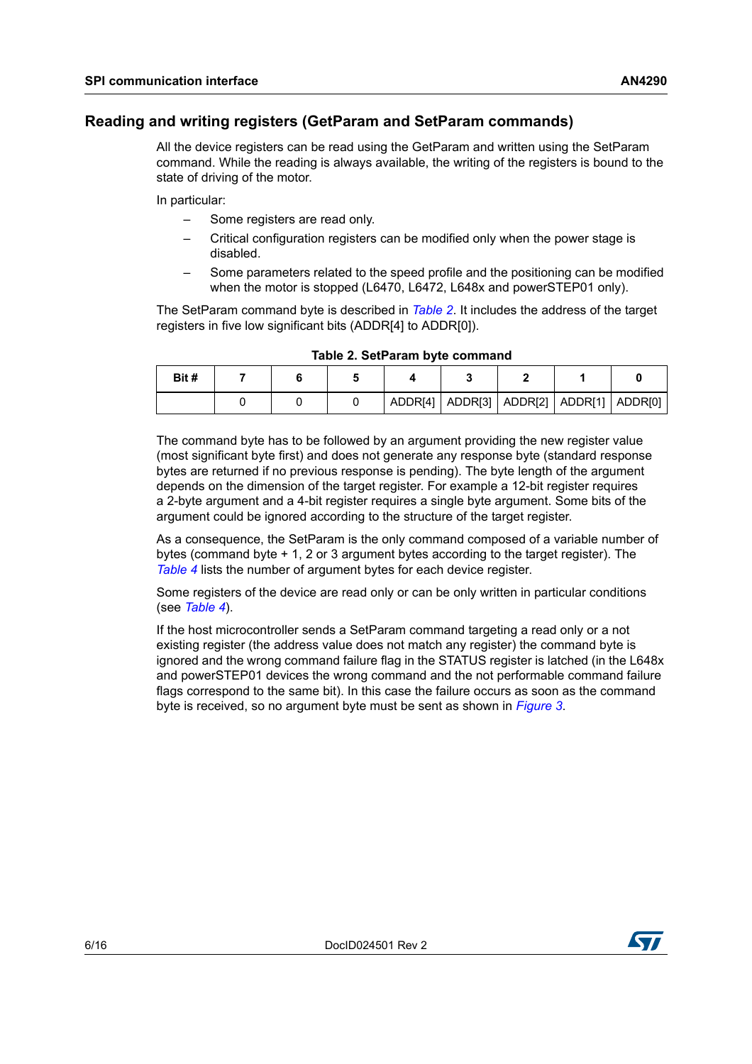## Reading and writing registers (GetParam and SetParam commands)

All the device registers can be read using the GetParam and written using the SetParam command. While the reading is always available, the writing of the registers is bound to the state of driving of the motor.

In particular:

- Some registers are read only.
- Critical configuration registers can be modified only when the power stage is disabled.
- Some parameters related to the speed profile and the positioning can be modified when the motor is stopped (L6470, L6472, L648x and powerSTEP01 only).

The SetParam command byte is described in *Table 2*. It includes the address of the target registers in five low significant bits (ADDR[4] to ADDR[0]).

**Table 2. SetParam byte command**

| Bit # | 7 | 6 | 5 | 4 | 3 | 2 | 1 | 0 |
|---|---|---|---|---|---|---|---|---|
| | 0 | 0 | 0 | ADDR[4] | ADDR[3] | ADDR[2] | ADDR[1] | ADDR[0] |

The command byte has to be followed by an argument providing the new register value (most significant byte first) and does not generate any response byte (standard response bytes are returned if no previous response is pending). The byte length of the argument depends on the dimension of the target register. For example a 12-bit register requires a 2-byte argument and a 4-bit register requires a single byte argument. Some bits of the argument could be ignored according to the structure of the target register.

As a consequence, the SetParam is the only command composed of a variable number of bytes (command byte + 1, 2 or 3 argument bytes according to the target register). The *Table 4* lists the number of argument bytes for each device register.

Some registers of the device are read only or can be only written in particular conditions (see *Table 4*).

If the host microcontroller sends a SetParam command targeting a read only or a not existing register (the address value does not match any register) the command byte is ignored and the wrong command failure flag in the STATUS register is latched (in the L648x and powerSTEP01 devices the wrong command and the not performable command failure flags correspond to the same bit). In this case the failure occurs as soon as the command byte is received, so no argument byte must be sent as shown in *Figure 3*.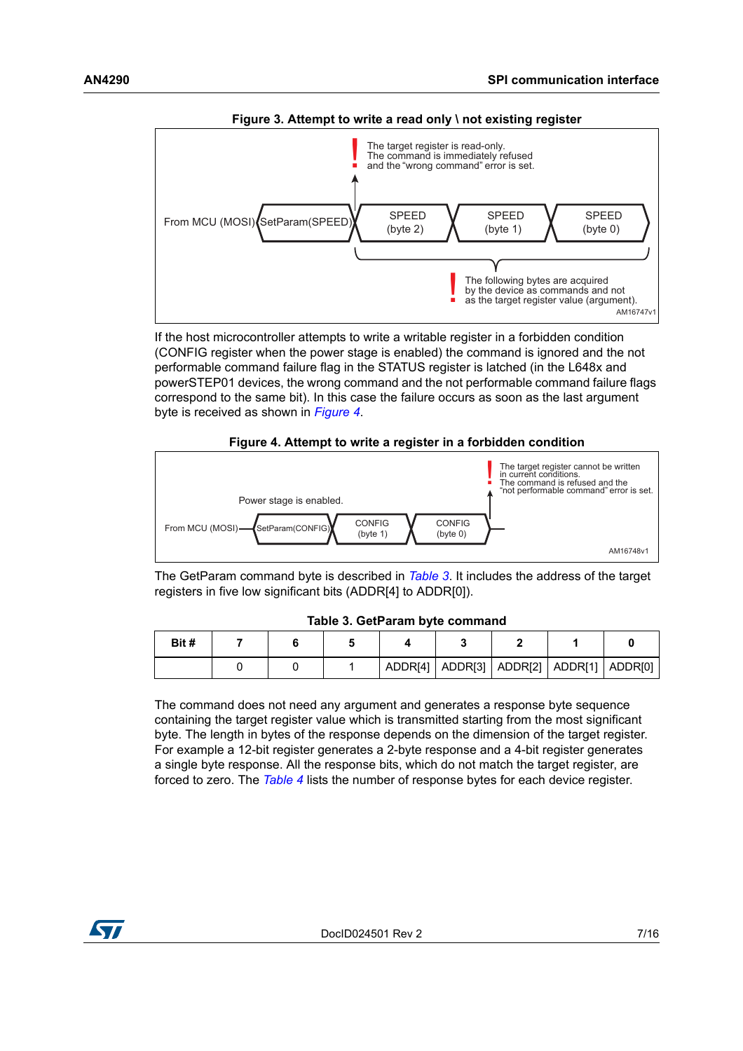**Figure 3. Attempt to write a read only \ not existing register**

From MCU (MOSI) SetParam(SPEED) | SPEED (byte 2) | SPEED (byte 1) | SPEED (byte 0)

The target register is read-only. The command is immediately refused and the "wrong command" error is set.

The following bytes are acquired by the device as commands and not as the target register value (argument).

AM16747v1

If the host microcontroller attempts to write a writable register in a forbidden condition (CONFIG register when the power stage is enabled) the command is ignored and the not performable command failure flag in the STATUS register is latched (in the L648x and powerSTEP01 devices, the wrong command and the not performable command failure flags correspond to the same bit). In this case the failure occurs as soon as the last argument byte is received as shown in *Figure 4*.

**Figure 4. Attempt to write a register in a forbidden condition**

Power stage is enabled.

From MCU (MOSI) SetParam(CONFIG) | CONFIG (byte 1) | CONFIG (byte 0)

The target register cannot be written in current conditions. The command is refused and the "not performable command" error is set.

AM16748v1

The GetParam command byte is described in *Table 3*. It includes the address of the target registers in five low significant bits (ADDR[4] to ADDR[0]).

**Table 3. GetParam byte command**

| Bit # | 7 | 6 | 5 | 4 | 3 | 2 | 1 | 0 |
|---|---|---|---|---|---|---|---|---|
| | 0 | 0 | 1 | ADDR[4] | ADDR[3] | ADDR[2] | ADDR[1] | ADDR[0] |

The command does not need any argument and generates a response byte sequence containing the target register value which is transmitted starting from the most significant byte. The length in bytes of the response depends on the dimension of the target register. For example a 12-bit register generates a 2-byte response and a 4-bit register generates a single byte response. All the response bits, which do not match the target register, are forced to zero. The *Table 4* lists the number of response bytes for each device register.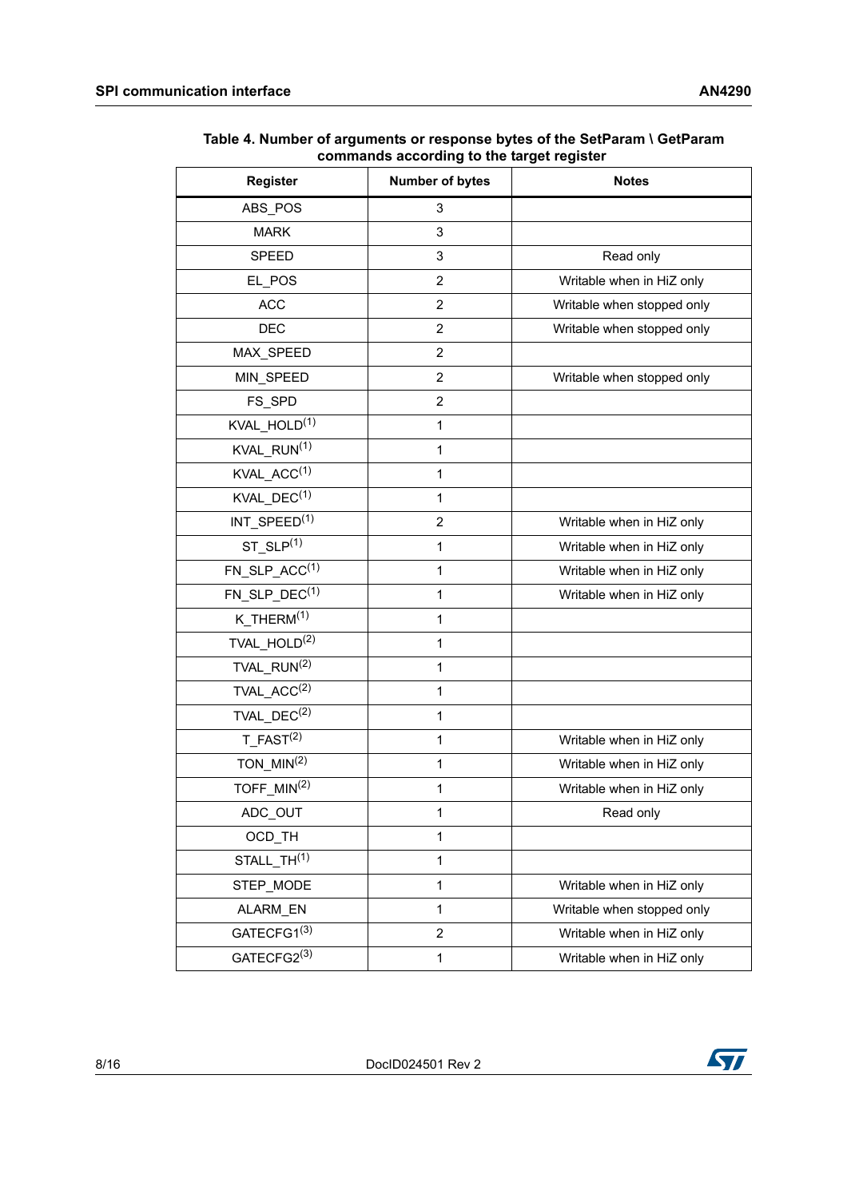**Table 4. Number of arguments or response bytes of the SetParam \ GetParam commands according to the target register**

| Register | Number of bytes | Notes |
|---|---|---|
| ABS_POS | 3 | |
| MARK | 3 | |
| SPEED | 3 | Read only |
| EL_POS | 2 | Writable when in HiZ only |
| ACC | 2 | Writable when stopped only |
| DEC | 2 | Writable when stopped only |
| MAX_SPEED | 2 | |
| MIN_SPEED | 2 | Writable when stopped only |
| FS_SPD | 2 | |
| KVAL_HOLD(1) | 1 | |
| KVAL_RUN(1) | 1 | |
| KVAL_ACC(1) | 1 | |
| KVAL_DEC(1) | 1 | |
| INT_SPEED(1) | 2 | Writable when in HiZ only |
| ST_SLP(1) | 1 | Writable when in HiZ only |
| FN_SLP_ACC(1) | 1 | Writable when in HiZ only |
| FN_SLP_DEC(1) | 1 | Writable when in HiZ only |
| K_THERM(1) | 1 | |
| TVAL_HOLD(2) | 1 | |
| TVAL_RUN(2) | 1 | |
| TVAL_ACC(2) | 1 | |
| TVAL_DEC(2) | 1 | |
| T_FAST(2) | 1 | Writable when in HiZ only |
| TON_MIN(2) | 1 | Writable when in HiZ only |
| TOFF_MIN(2) | 1 | Writable when in HiZ only |
| ADC_OUT | 1 | Read only |
| OCD_TH | 1 | |
| STALL_TH(1) | 1 | |
| STEP_MODE | 1 | Writable when in HiZ only |
| ALARM_EN | 1 | Writable when stopped only |
| GATECFG1(3) | 2 | Writable when in HiZ only |
| GATECFG2(3) | 1 | Writable when in HiZ only |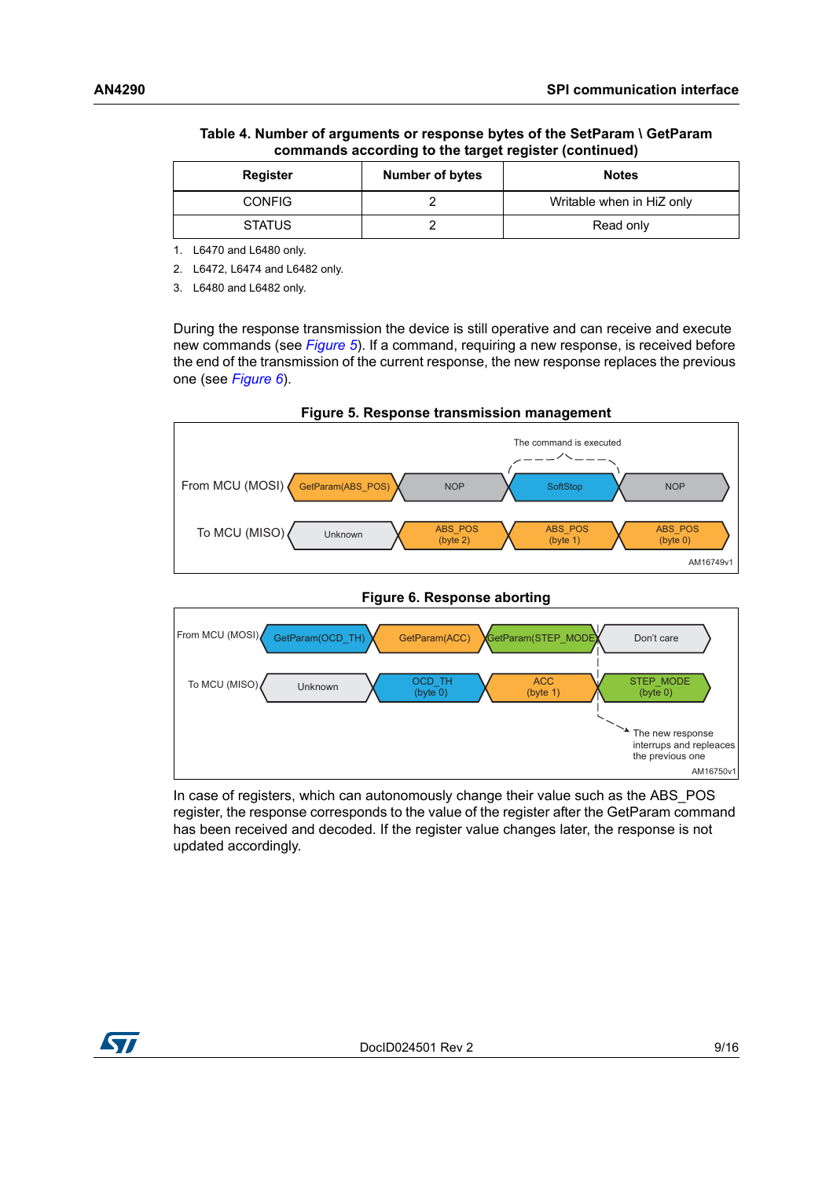**Table 4. Number of arguments or response bytes of the SetParam \ GetParam commands according to the target register (continued)**

| Register | Number of bytes | Notes |
|---|---|---|
| CONFIG | 2 | Writable when in HiZ only |
| STATUS | 2 | Read only |

1. L6470 and L6480 only.
2. L6472, L6474 and L6482 only.
3. L6480 and L6482 only.

During the response transmission the device is still operative and can receive and execute new commands (see *Figure 5*). If a command, requiring a new response, is received before the end of the transmission of the current response, the new response replaces the previous one (see *Figure 6*).

**Figure 5. Response transmission management**

| | | | | |
|---|---|---|---|---|
| From MCU (MOSI) | GetParam(ABS_POS) | NOP | SoftStop | NOP |
| To MCU (MISO) | Unknown | ABS_POS (byte 2) | ABS_POS (byte 1) | ABS_POS (byte 0) |

The command is executed (SoftStop)

AM16749v1

**Figure 6. Response aborting**

| | | | | |
|---|---|---|---|---|
| From MCU (MOSI) | GetParam(OCD_TH) | GetParam(ACC) | GetParam(STEP_MODE) | Don't care |
| To MCU (MISO) | Unknown | OCD_TH (byte 0) | ACC (byte 1) | STEP_MODE (byte 0) |

The new response interrupts and repleaces the previous one

AM16750v1

In case of registers, which can autonomously change their value such as the ABS_POS register, the response corresponds to the value of the register after the GetParam command has been received and decoded. If the register value changes later, the response is not updated accordingly.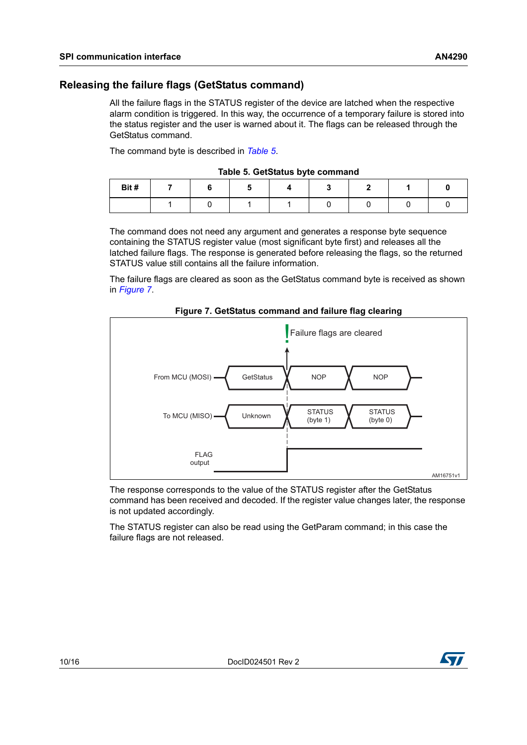## Releasing the failure flags (GetStatus command)

All the failure flags in the STATUS register of the device are latched when the respective alarm condition is triggered. In this way, the occurrence of a temporary failure is stored into the status register and the user is warned about it. The flags can be released through the GetStatus command.

The command byte is described in *Table 5*.

**Table 5. GetStatus byte command**

| Bit # | 7 | 6 | 5 | 4 | 3 | 2 | 1 | 0 |
|---|---|---|---|---|---|---|---|---|
| | 1 | 0 | 1 | 1 | 0 | 0 | 0 | 0 |

The command does not need any argument and generates a response byte sequence containing the STATUS register value (most significant byte first) and releases all the latched failure flags. The response is generated before releasing the flags, so the returned STATUS value still contains all the failure information.

The failure flags are cleared as soon as the GetStatus command byte is received as shown in *Figure 7*.

**Figure 7. GetStatus command and failure flag clearing**

The response corresponds to the value of the STATUS register after the GetStatus command has been received and decoded. If the register value changes later, the response is not updated accordingly.

The STATUS register can also be read using the GetParam command; in this case the failure flags are not released.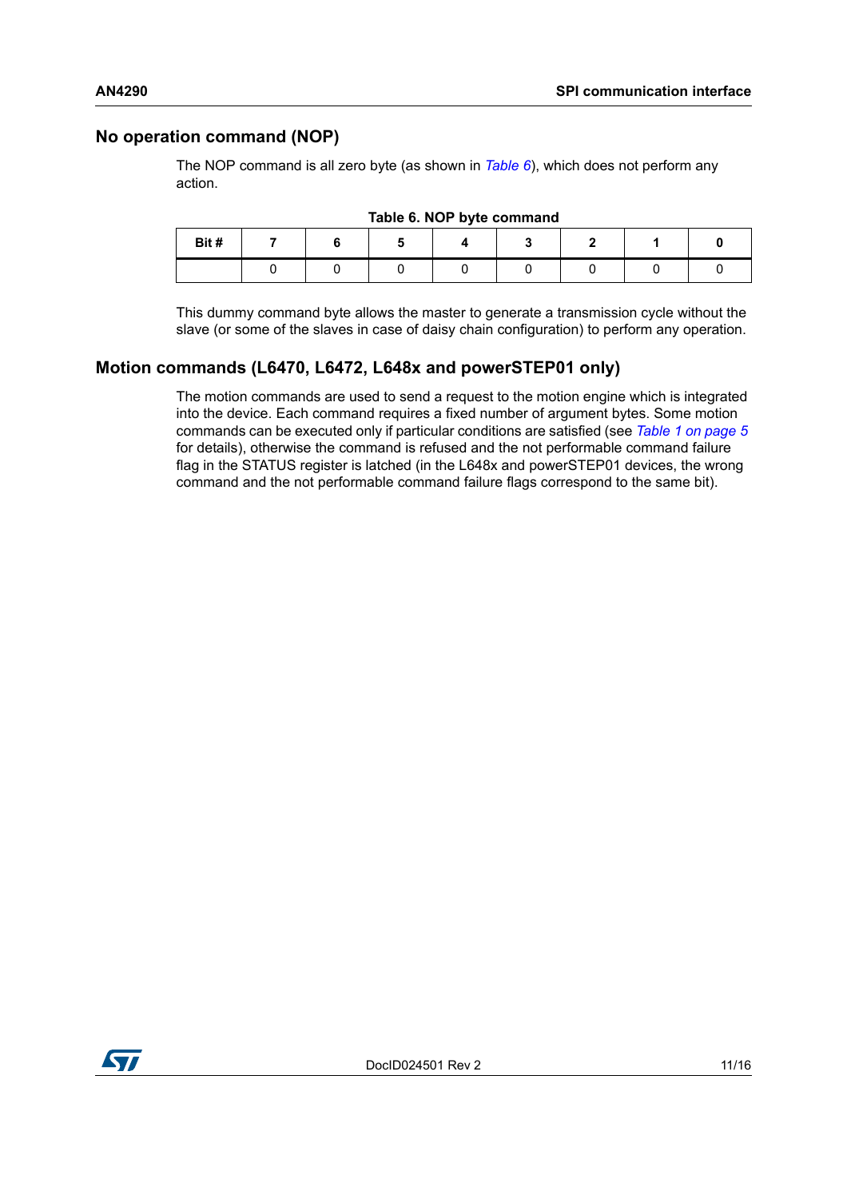### No operation command (NOP)

The NOP command is all zero byte (as shown in *Table 6*), which does not perform any action.

**Table 6. NOP byte command**

| Bit # | 7 | 6 | 5 | 4 | 3 | 2 | 1 | 0 |
|---|---|---|---|---|---|---|---|---|
| | 0 | 0 | 0 | 0 | 0 | 0 | 0 | 0 |

This dummy command byte allows the master to generate a transmission cycle without the slave (or some of the slaves in case of daisy chain configuration) to perform any operation.

### Motion commands (L6470, L6472, L648x and powerSTEP01 only)

The motion commands are used to send a request to the motion engine which is integrated into the device. Each command requires a fixed number of argument bytes. Some motion commands can be executed only if particular conditions are satisfied (see *Table 1 on page 5* for details), otherwise the command is refused and the not performable command failure flag in the STATUS register is latched (in the L648x and powerSTEP01 devices, the wrong command and the not performable command failure flags correspond to the same bit).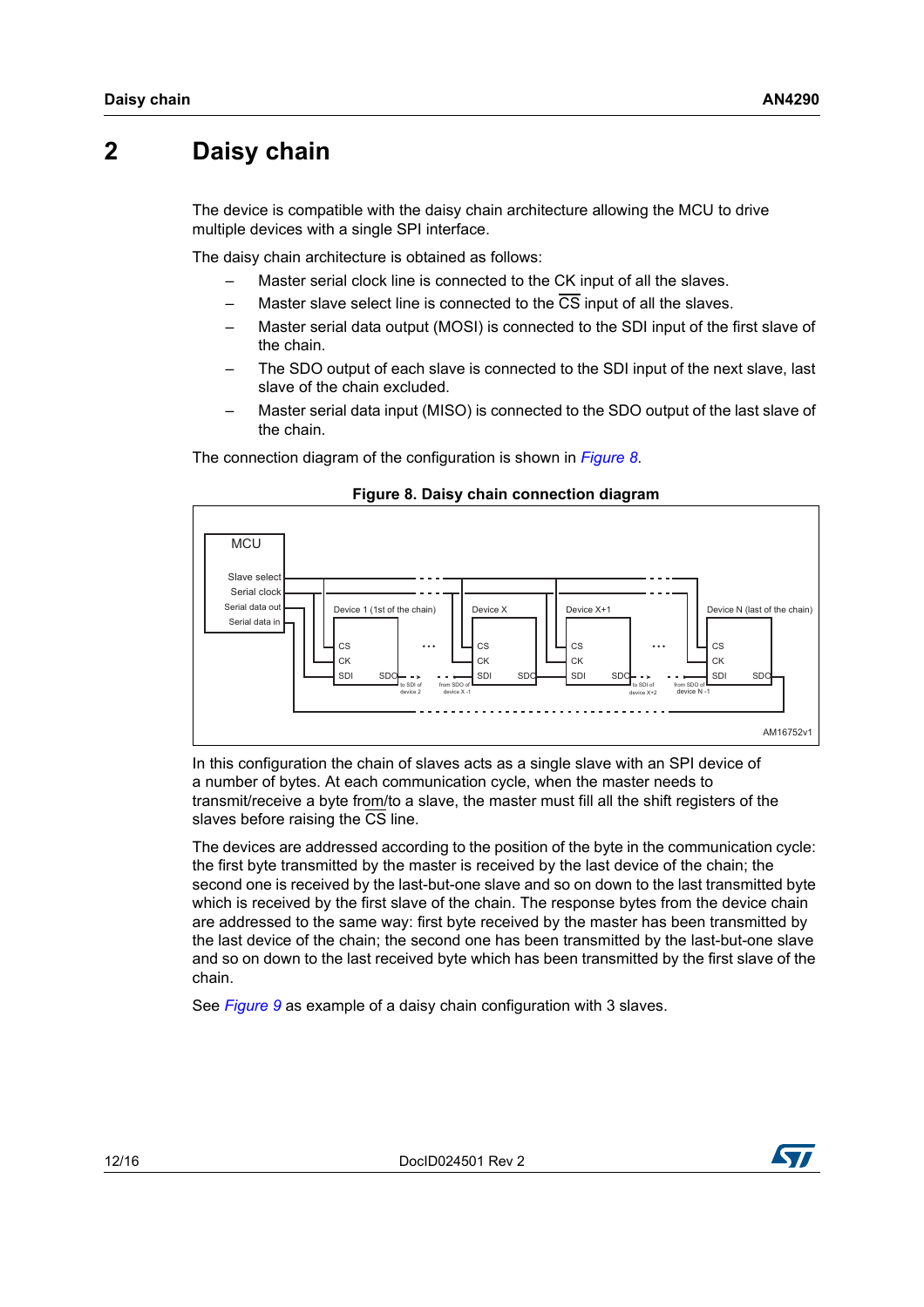# 2 Daisy chain

The device is compatible with the daisy chain architecture allowing the MCU to drive multiple devices with a single SPI interface.

The daisy chain architecture is obtained as follows:

- Master serial clock line is connected to the CK input of all the slaves.
- Master slave select line is connected to the $\overline{CS}$ input of all the slaves.
- Master serial data output (MOSI) is connected to the SDI input of the first slave of the chain.
- The SDO output of each slave is connected to the SDI input of the next slave, last slave of the chain excluded.
- Master serial data input (MISO) is connected to the SDO output of the last slave of the chain.

The connection diagram of the configuration is shown in *Figure 8*.

**Figure 8. Daisy chain connection diagram**

In this configuration the chain of slaves acts as a single slave with an SPI device of a number of bytes. At each communication cycle, when the master needs to transmit/receive a byte from/to a slave, the master must fill all the shift registers of the slaves before raising the $\overline{CS}$ line.

The devices are addressed according to the position of the byte in the communication cycle: the first byte transmitted by the master is received by the last device of the chain; the second one is received by the last-but-one slave and so on down to the last transmitted byte which is received by the first slave of the chain. The response bytes from the device chain are addressed to the same way: first byte received by the master has been transmitted by the last device of the chain; the second one has been transmitted by the last-but-one slave and so on down to the last received byte which has been transmitted by the first slave of the chain.

See *Figure 9* as example of a daisy chain configuration with 3 slaves.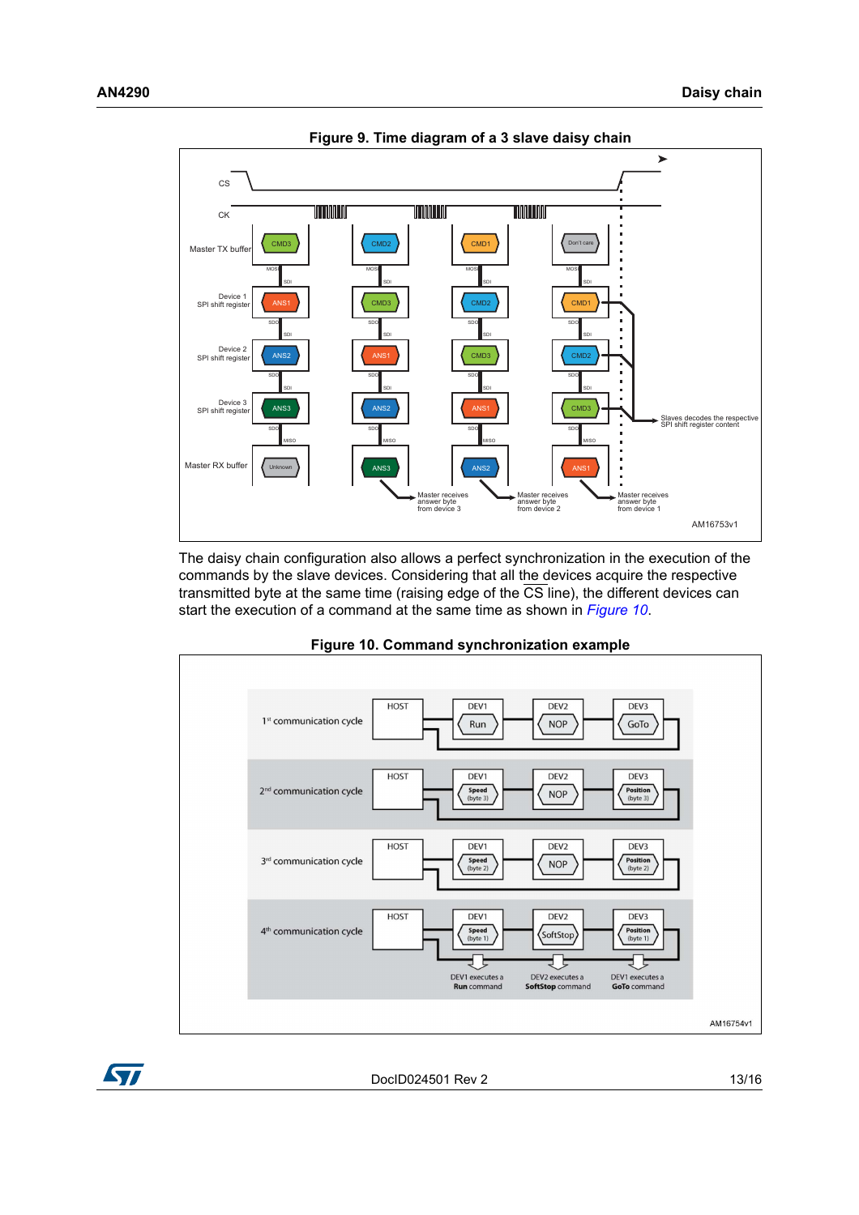**Figure 9. Time diagram of a 3 slave daisy chain**

The daisy chain configuration also allows a perfect synchronization in the execution of the commands by the slave devices. Considering that all the devices acquire the respective transmitted byte at the same time (raising edge of the CS line), the different devices can start the execution of a command at the same time as shown in *Figure 10*.

**Figure 10. Command synchronization example**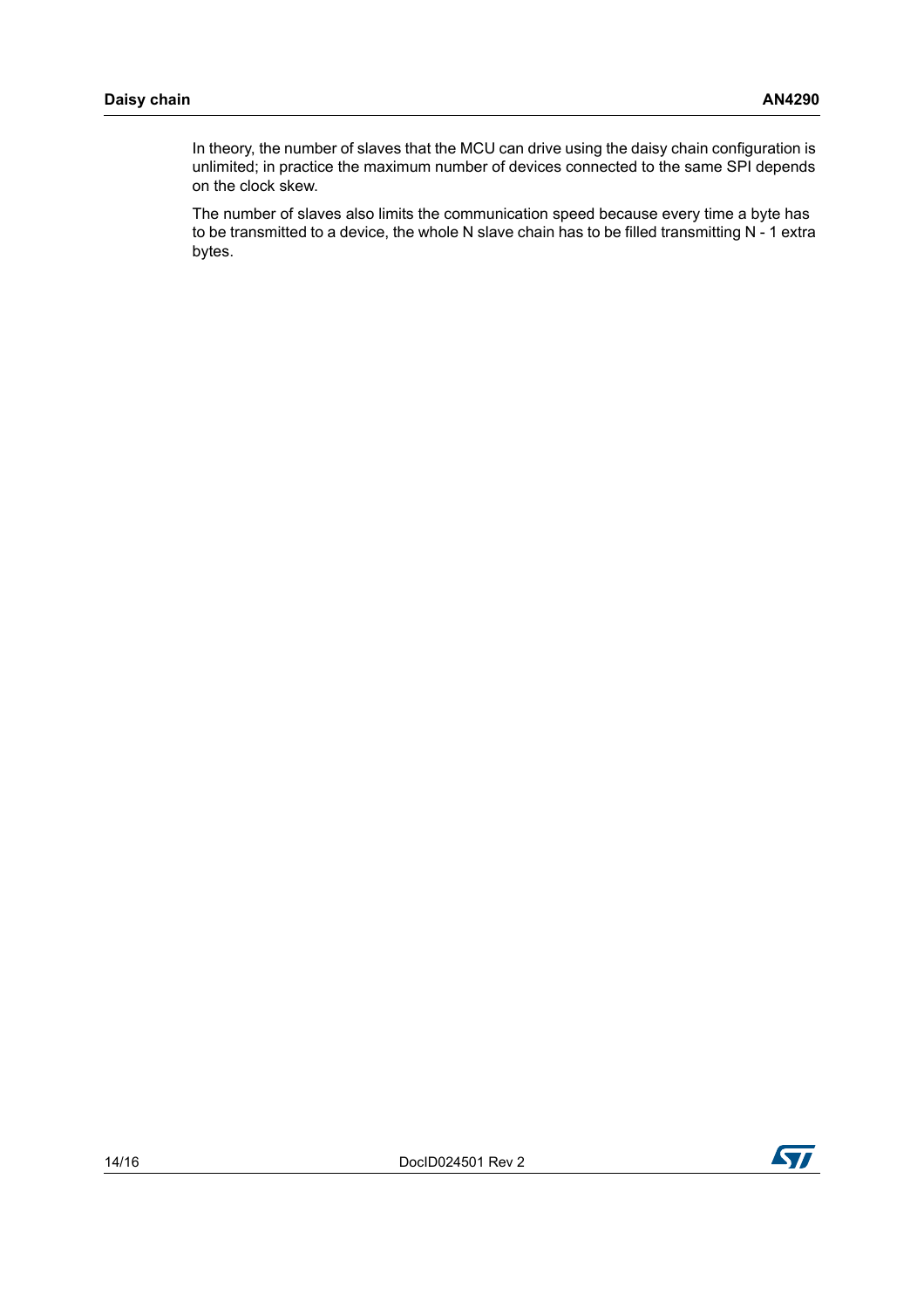In theory, the number of slaves that the MCU can drive using the daisy chain configuration is unlimited; in practice the maximum number of devices connected to the same SPI depends on the clock skew.

The number of slaves also limits the communication speed because every time a byte has to be transmitted to a device, the whole N slave chain has to be filled transmitting N - 1 extra bytes.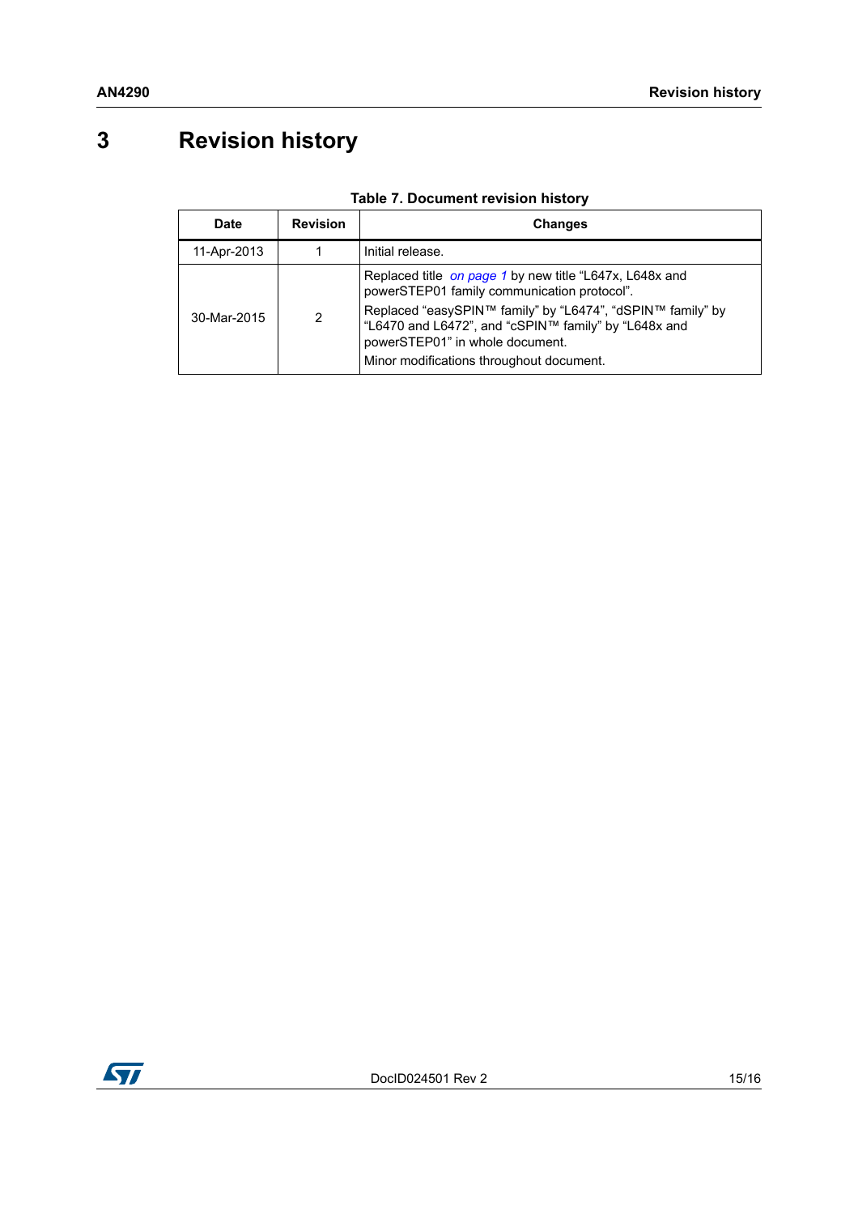# 3 Revision history

**Table 7. Document revision history**

| Date | Revision | Changes |
|---|---|---|
| 11-Apr-2013 | 1 | Initial release. |
| 30-Mar-2015 | 2 | Replaced title *on page 1* by new title “L647x, L648x and powerSTEP01 family communication protocol”.<br>Replaced “easySPIN™ family” by “L6474”, “dSPIN™ family” by “L6470 and L6472”, and “cSPIN™ family” by “L648x and powerSTEP01” in whole document.<br>Minor modifications throughout document. |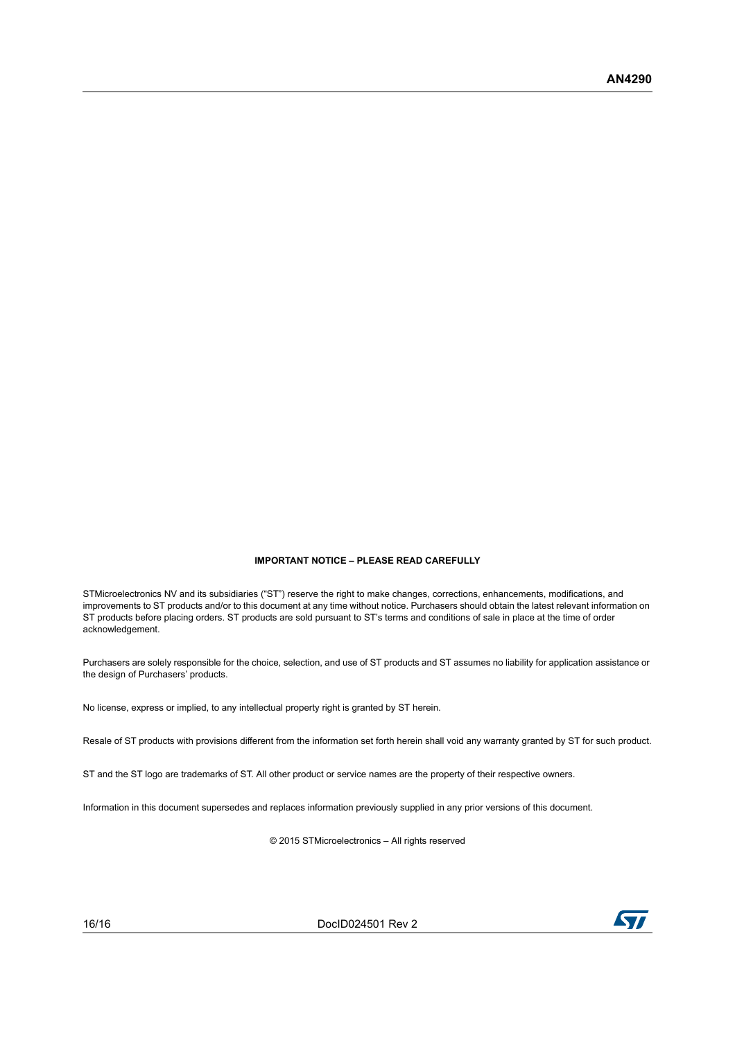**IMPORTANT NOTICE – PLEASE READ CAREFULLY**

STMicroelectronics NV and its subsidiaries (“ST”) reserve the right to make changes, corrections, enhancements, modifications, and improvements to ST products and/or to this document at any time without notice. Purchasers should obtain the latest relevant information on ST products before placing orders. ST products are sold pursuant to ST’s terms and conditions of sale in place at the time of order acknowledgement.

Purchasers are solely responsible for the choice, selection, and use of ST products and ST assumes no liability for application assistance or the design of Purchasers’ products.

No license, express or implied, to any intellectual property right is granted by ST herein.

Resale of ST products with provisions different from the information set forth herein shall void any warranty granted by ST for such product.

ST and the ST logo are trademarks of ST. All other product or service names are the property of their respective owners.

Information in this document supersedes and replaces information previously supplied in any prior versions of this document.

© 2015 STMicroelectronics – All rights reserved